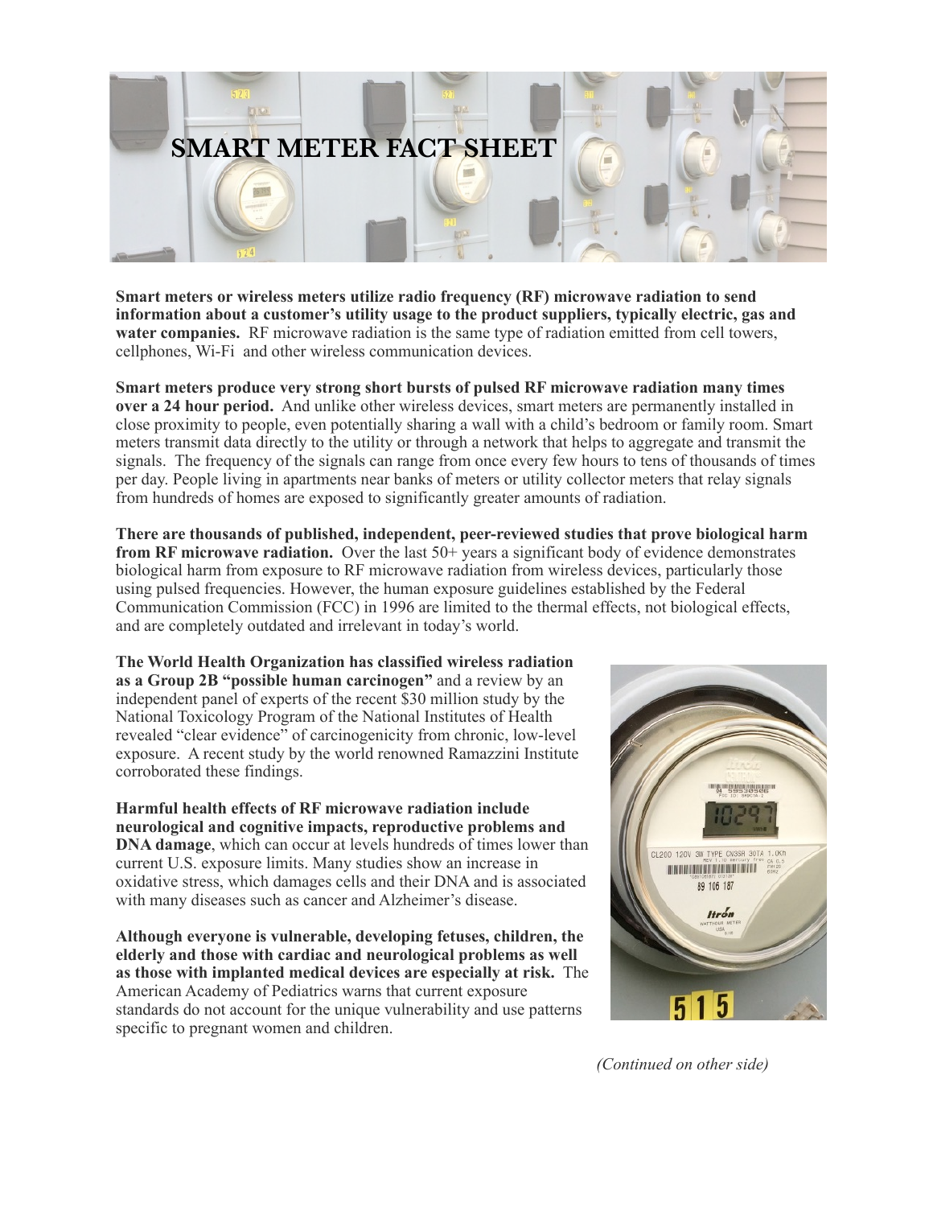# SMART METER FACT SHEET

**Smart meters or wireless meters utilize radio frequency (RF) microwave radiation to send information about a customer's utility usage to the product suppliers, typically electric, gas and water companies.** RF microwave radiation is the same type of radiation emitted from cell towers, cellphones, Wi-Fi and other wireless communication devices.

**Smart meters produce very strong short bursts of pulsed RF microwave radiation many times over a 24 hour period.** And unlike other wireless devices, smart meters are permanently installed in close proximity to people, even potentially sharing a wall with a child's bedroom or family room. Smart meters transmit data directly to the utility or through a network that helps to aggregate and transmit the signals. The frequency of the signals can range from once every few hours to tens of thousands of times per day. People living in apartments near banks of meters or utility collector meters that relay signals from hundreds of homes are exposed to significantly greater amounts of radiation.

**There are thousands of published, independent, peer-reviewed studies that prove biological harm from RF microwave radiation.** Over the last 50+ years a significant body of evidence demonstrates biological harm from exposure to RF microwave radiation from wireless devices, particularly those using pulsed frequencies. However, the human exposure guidelines established by the Federal Communication Commission (FCC) in 1996 are limited to the thermal effects, not biological effects, and are completely outdated and irrelevant in today's world.

**The World Health Organization has classified wireless radiation as a Group 2B "possible human carcinogen"** and a review by an independent panel of experts of the recent $30 million study by the National Toxicology Program of the National Institutes of Health revealed "clear evidence" of carcinogenicity from chronic, low-level exposure. A recent study by the world renowned Ramazzini Institute corroborated these findings.

**Harmful health effects of RF microwave radiation include neurological and cognitive impacts, reproductive problems and DNA damage**, which can occur at levels hundreds of times lower than current U.S. exposure limits. Many studies show an increase in oxidative stress, which damages cells and their DNA and is associated with many diseases such as cancer and Alzheimer's disease.

**Although everyone is vulnerable, developing fetuses, children, the elderly and those with cardiac and neurological problems as well as those with implanted medical devices are especially at risk.** The American Academy of Pediatrics warns that current exposure standards do not account for the unique vulnerability and use patterns specific to pregnant women and children.

*(Continued on other side)*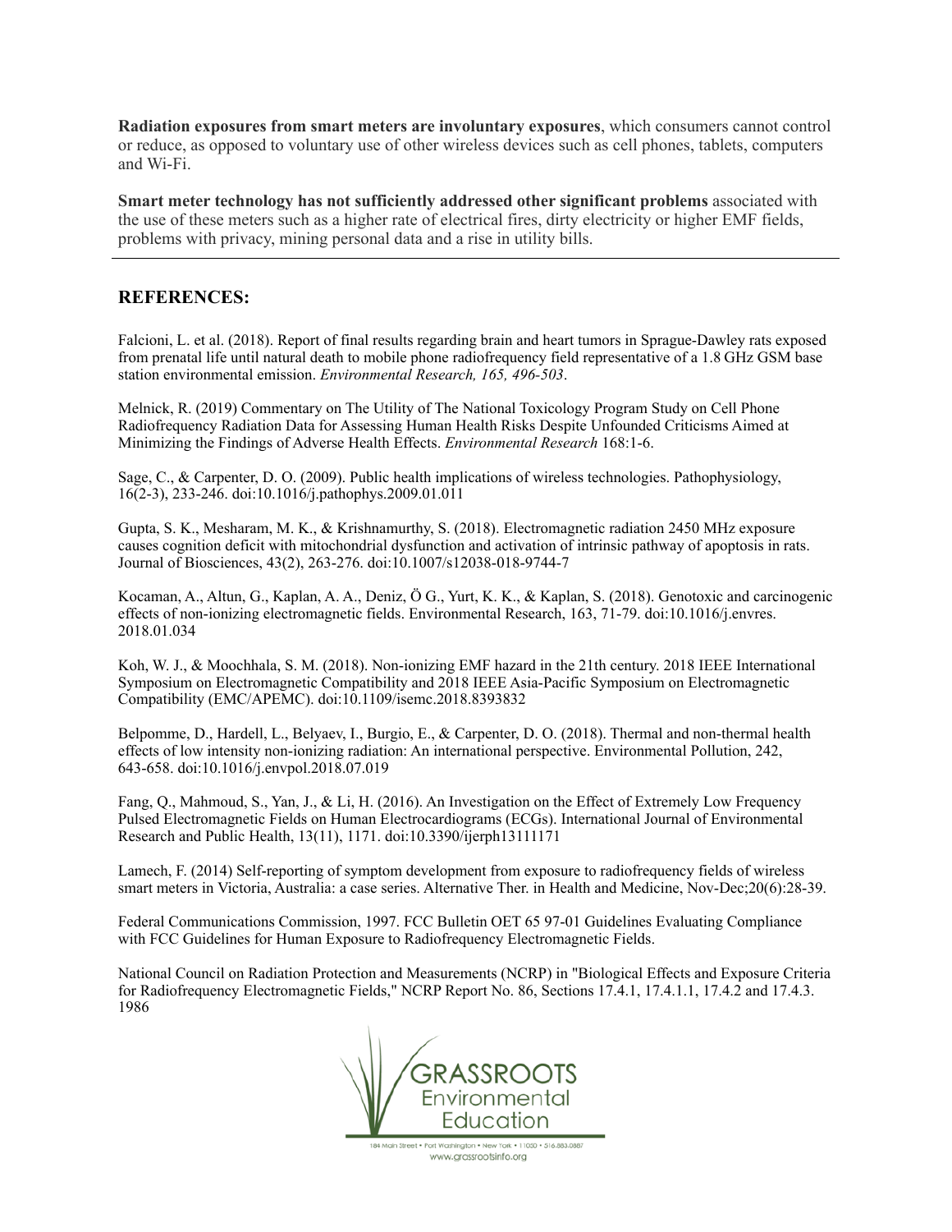**Radiation exposures from smart meters are involuntary exposures**, which consumers cannot control or reduce, as opposed to voluntary use of other wireless devices such as cell phones, tablets, computers and Wi-Fi.

**Smart meter technology has not sufficiently addressed other significant problems** associated with the use of these meters such as a higher rate of electrical fires, dirty electricity or higher EMF fields, problems with privacy, mining personal data and a rise in utility bills.

---

## REFERENCES:

Falcioni, L. et al. (2018). Report of final results regarding brain and heart tumors in Sprague-Dawley rats exposed from prenatal life until natural death to mobile phone radiofrequency field representative of a 1.8 GHz GSM base station environmental emission. *Environmental Research, 165, 496-503*.

Melnick, R. (2019) Commentary on The Utility of The National Toxicology Program Study on Cell Phone Radiofrequency Radiation Data for Assessing Human Health Risks Despite Unfounded Criticisms Aimed at Minimizing the Findings of Adverse Health Effects. *Environmental Research* 168:1-6.

Sage, C., & Carpenter, D. O. (2009). Public health implications of wireless technologies. Pathophysiology, 16(2-3), 233-246. doi:10.1016/j.pathophys.2009.01.011

Gupta, S. K., Mesharam, M. K., & Krishnamurthy, S. (2018). Electromagnetic radiation 2450 MHz exposure causes cognition deficit with mitochondrial dysfunction and activation of intrinsic pathway of apoptosis in rats. Journal of Biosciences, 43(2), 263-276. doi:10.1007/s12038-018-9744-7

Kocaman, A., Altun, G., Kaplan, A. A., Deniz, Ö G., Yurt, K. K., & Kaplan, S. (2018). Genotoxic and carcinogenic effects of non-ionizing electromagnetic fields. Environmental Research, 163, 71-79. doi:10.1016/j.envres.2018.01.034

Koh, W. J., & Moochhala, S. M. (2018). Non-ionizing EMF hazard in the 21th century. 2018 IEEE International Symposium on Electromagnetic Compatibility and 2018 IEEE Asia-Pacific Symposium on Electromagnetic Compatibility (EMC/APEMC). doi:10.1109/isemc.2018.8393832

Belpomme, D., Hardell, L., Belyaev, I., Burgio, E., & Carpenter, D. O. (2018). Thermal and non-thermal health effects of low intensity non-ionizing radiation: An international perspective. Environmental Pollution, 242, 643-658. doi:10.1016/j.envpol.2018.07.019

Fang, Q., Mahmoud, S., Yan, J., & Li, H. (2016). An Investigation on the Effect of Extremely Low Frequency Pulsed Electromagnetic Fields on Human Electrocardiograms (ECGs). International Journal of Environmental Research and Public Health, 13(11), 1171. doi:10.3390/ijerph13111171

Lamech, F. (2014) Self-reporting of symptom development from exposure to radiofrequency fields of wireless smart meters in Victoria, Australia: a case series. Alternative Ther. in Health and Medicine, Nov-Dec;20(6):28-39.

Federal Communications Commission, 1997. FCC Bulletin OET 65 97-01 Guidelines Evaluating Compliance with FCC Guidelines for Human Exposure to Radiofrequency Electromagnetic Fields.

National Council on Radiation Protection and Measurements (NCRP) in "Biological Effects and Exposure Criteria for Radiofrequency Electromagnetic Fields," NCRP Report No. 86, Sections 17.4.1, 17.4.1.1, 17.4.2 and 17.4.3. 1986

GRASSROOTS Environmental Education

184 Main Street • Port Washington • New York • 11050 • 516.883.0887
www.grassrootsinfo.org